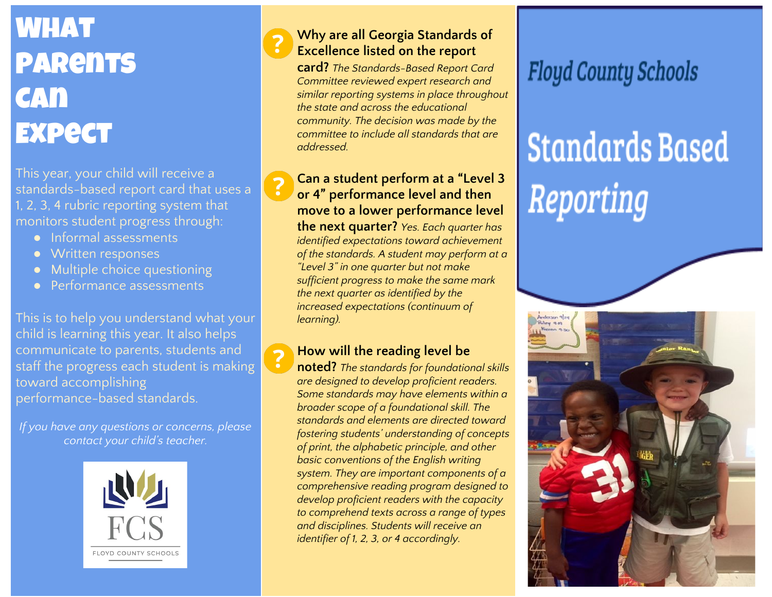# What Parents Can Expect

This year, your child will receive a standards-based report card that uses a 1, 2, 3, 4 rubric reporting system that monitors student progress through:

- Informal assessments
- Written responses
- Multiple choice questioning
- Performance assessments

This is to help you understand what your child is learning this year. It also helps communicate to parents, students and staff the progress each student is making toward accomplishing performance-based standards.

*If you have any questions or concerns, please contact your child's teacher.*

FCS

FLOYD COUNTY SCHOOLS

**Why are all Georgia Standards of Excellence listed on the report card?** *The Standards-Based Report Card Committee reviewed expert research and similar reporting systems in place throughout the state and across the educational community. The decision was made by the committee to include all standards that are addressed.*

**Can a student perform at a "Level 3 or 4" performance level and then move to a lower performance level the next quarter?** *Yes. Each quarter has identified expectations toward achievement of the standards. A student may perform at a "Level 3" in one quarter but not make sufficient progress to make the same mark the next quarter as identified by the increased expectations (continuum of learning).*

**How will the reading level be noted?** *The standards for foundational skills are designed to develop proficient readers. Some standards may have elements within a broader scope of a foundational skill. The standards and elements are directed toward fostering students' understanding of concepts of print, the alphabetic principle, and other basic conventions of the English writing system. They are important components of a comprehensive reading program designed to develop proficient readers with the capacity to comprehend texts across a range of types and disciplines. Students will receive an identifier of 1, 2, 3, or 4 accordingly.*

# Floyd County Schools

## Standards Based *Reporting*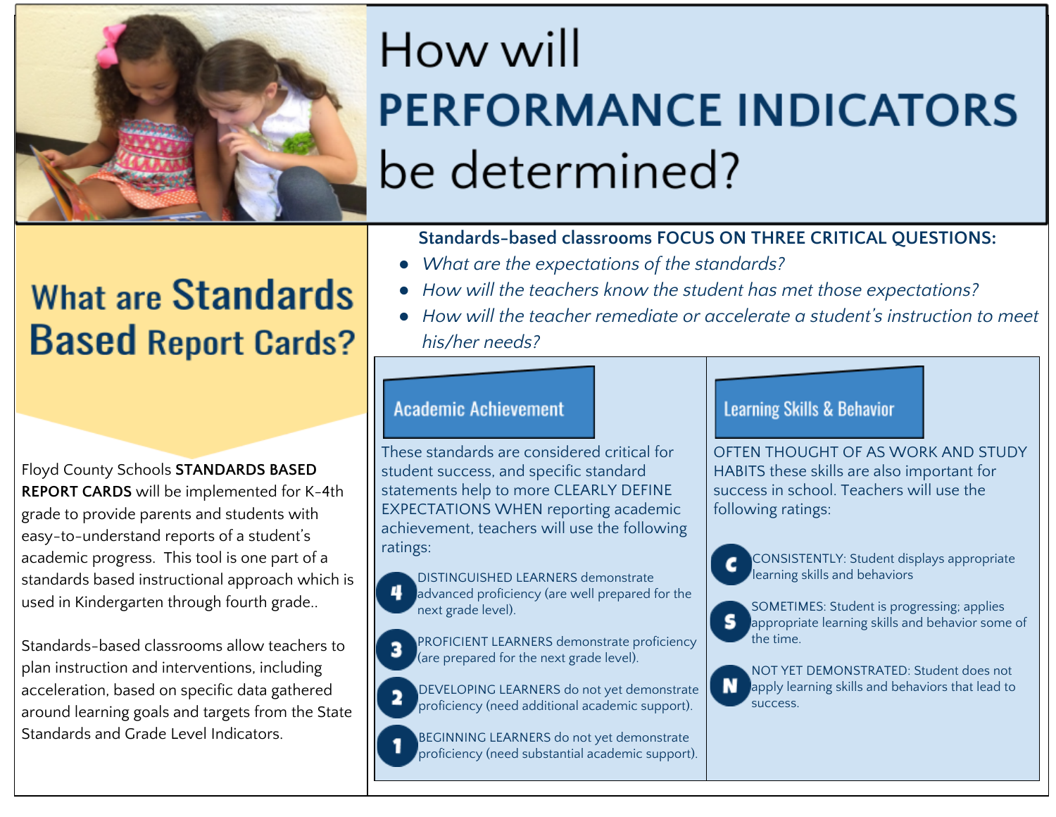# How will PERFORMANCE INDICATORS be determined?

## What are Standards Based Report Cards?

Floyd County Schools **STANDARDS BASED REPORT CARDS** will be implemented for K-4th grade to provide parents and students with easy-to-understand reports of a student's academic progress. This tool is one part of a standards based instructional approach which is used in Kindergarten through fourth grade..

Standards-based classrooms allow teachers to plan instruction and interventions, including acceleration, based on specific data gathered around learning goals and targets from the State Standards and Grade Level Indicators.

**Standards-based classrooms FOCUS ON THREE CRITICAL QUESTIONS:**

- *What are the expectations of the standards?*
- *How will the teachers know the student has met those expectations?*
- *How will the teacher remediate or accelerate a student's instruction to meet his/her needs?*

### Academic Achievement

These standards are considered critical for student success, and specific standard statements help to more CLEARLY DEFINE EXPECTATIONS WHEN reporting academic achievement, teachers will use the following ratings:

- **4** DISTINGUISHED LEARNERS demonstrate advanced proficiency (are well prepared for the next grade level).
- **3** PROFICIENT LEARNERS demonstrate proficiency (are prepared for the next grade level).
- **2** DEVELOPING LEARNERS do not yet demonstrate proficiency (need additional academic support).
- **1** BEGINNING LEARNERS do not yet demonstrate proficiency (need substantial academic support).

### Learning Skills & Behavior

OFTEN THOUGHT OF AS WORK AND STUDY HABITS these skills are also important for success in school. Teachers will use the following ratings:

- **C** CONSISTENTLY: Student displays appropriate learning skills and behaviors
- **S** SOMETIMES: Student is progressing; applies appropriate learning skills and behavior some of the time.
- **N** NOT YET DEMONSTRATED: Student does not apply learning skills and behaviors that lead to success.